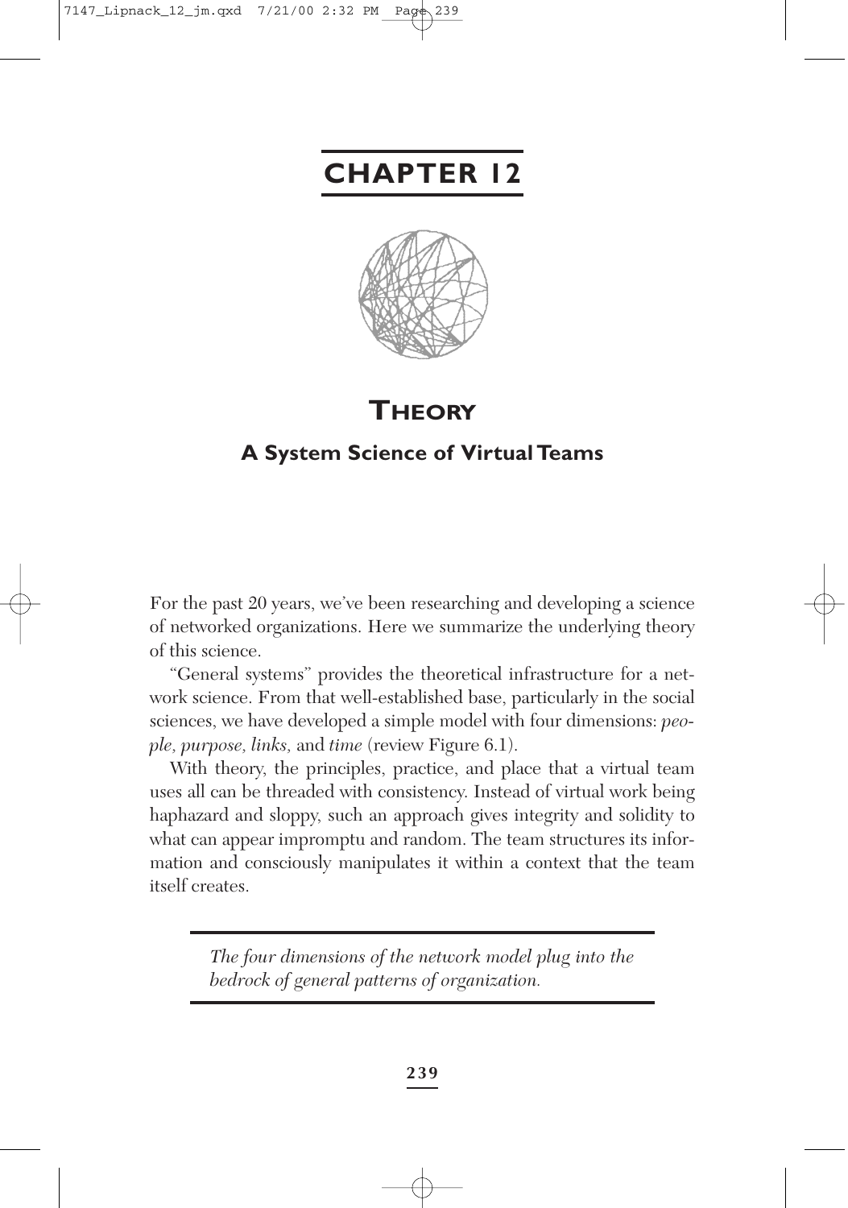# CHAPTER 12

## THEORY

### A System Science of Virtual Teams

For the past 20 years, we've been researching and developing a science of networked organizations. Here we summarize the underlying theory of this science.

"General systems" provides the theoretical infrastructure for a network science. From that well-established base, particularly in the social sciences, we have developed a simple model with four dimensions: *people, purpose, links,* and *time* (review Figure 6.1).

With theory, the principles, practice, and place that a virtual team uses all can be threaded with consistency. Instead of virtual work being haphazard and sloppy, such an approach gives integrity and solidity to what can appear impromptu and random. The team structures its information and consciously manipulates it within a context that the team itself creates.

> *The four dimensions of the network model plug into the bedrock of general patterns of organization.*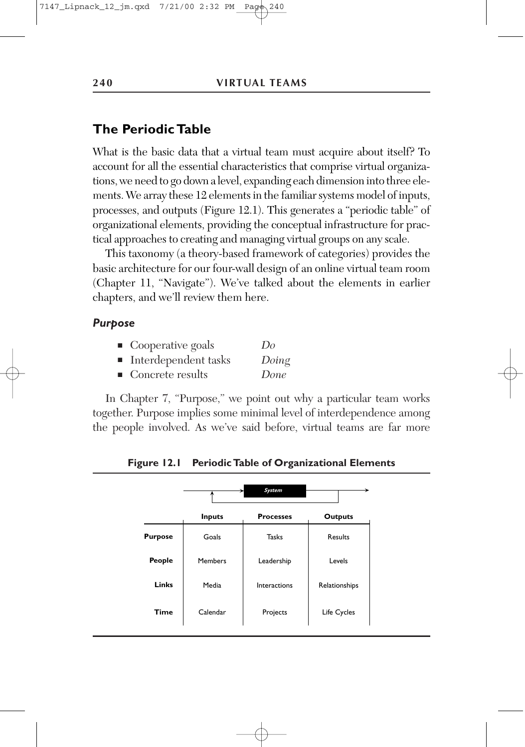## The Periodic Table

What is the basic data that a virtual team must acquire about itself? To account for all the essential characteristics that comprise virtual organizations, we need to go down a level, expanding each dimension into three elements. We array these 12 elements in the familiar systems model of inputs, processes, and outputs (Figure 12.1). This generates a "periodic table" of organizational elements, providing the conceptual infrastructure for practical approaches to creating and managing virtual groups on any scale.

This taxonomy (a theory-based framework of categories) provides the basic architecture for our four-wall design of an online virtual team room (Chapter 11, "Navigate"). We've talked about the elements in earlier chapters, and we'll review them here.

### *Purpose*

- Cooperative goals — *Do*
- Interdependent tasks — *Doing*
- Concrete results — *Done*

In Chapter 7, "Purpose," we point out why a particular team works together. Purpose implies some minimal level of interdependence among the people involved. As we've said before, virtual teams are far more

**Figure 12.1 Periodic Table of Organizational Elements**

*System*

| | Inputs | Processes | Outputs |
|---|---|---|---|
| **Purpose** | Goals | Tasks | Results |
| **People** | Members | Leadership | Levels |
| **Links** | Media | Interactions | Relationships |
| **Time** | Calendar | Projects | Life Cycles |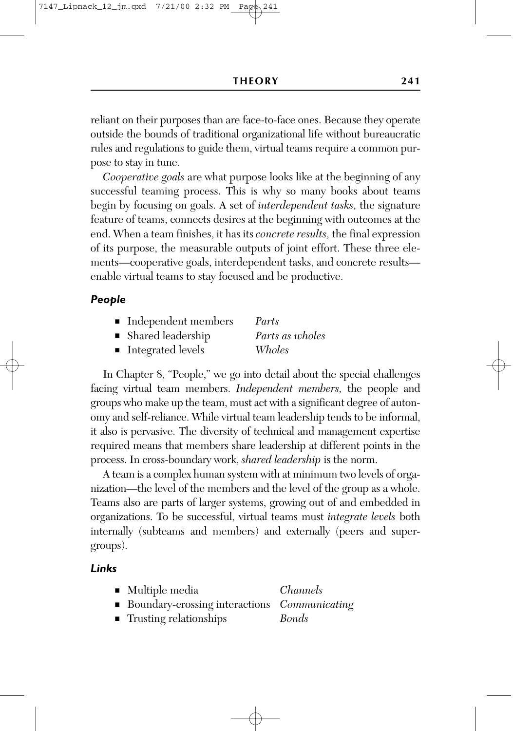reliant on their purposes than are face-to-face ones. Because they operate outside the bounds of traditional organizational life without bureaucratic rules and regulations to guide them, virtual teams require a common purpose to stay in tune.

*Cooperative goals* are what purpose looks like at the beginning of any successful teaming process. This is why so many books about teams begin by focusing on goals. A set of *interdependent tasks,* the signature feature of teams, connects desires at the beginning with outcomes at the end. When a team finishes, it has its *concrete results,* the final expression of its purpose, the measurable outputs of joint effort. These three elements—cooperative goals, interdependent tasks, and concrete results—enable virtual teams to stay focused and be productive.

### *People*

- Independent members — *Parts*
- Shared leadership — *Parts as wholes*
- Integrated levels — *Wholes*

In Chapter 8, "People," we go into detail about the special challenges facing virtual team members. *Independent members,* the people and groups who make up the team, must act with a significant degree of autonomy and self-reliance. While virtual team leadership tends to be informal, it also is pervasive. The diversity of technical and management expertise required means that members share leadership at different points in the process. In cross-boundary work, *shared leadership* is the norm.

A team is a complex human system with at minimum two levels of organization—the level of the members and the level of the group as a whole. Teams also are parts of larger systems, growing out of and embedded in organizations. To be successful, virtual teams must *integrate levels* both internally (subteams and members) and externally (peers and supergroups).

### *Links*

- Multiple media — *Channels*
- Boundary-crossing interactions — *Communicating*
- Trusting relationships — *Bonds*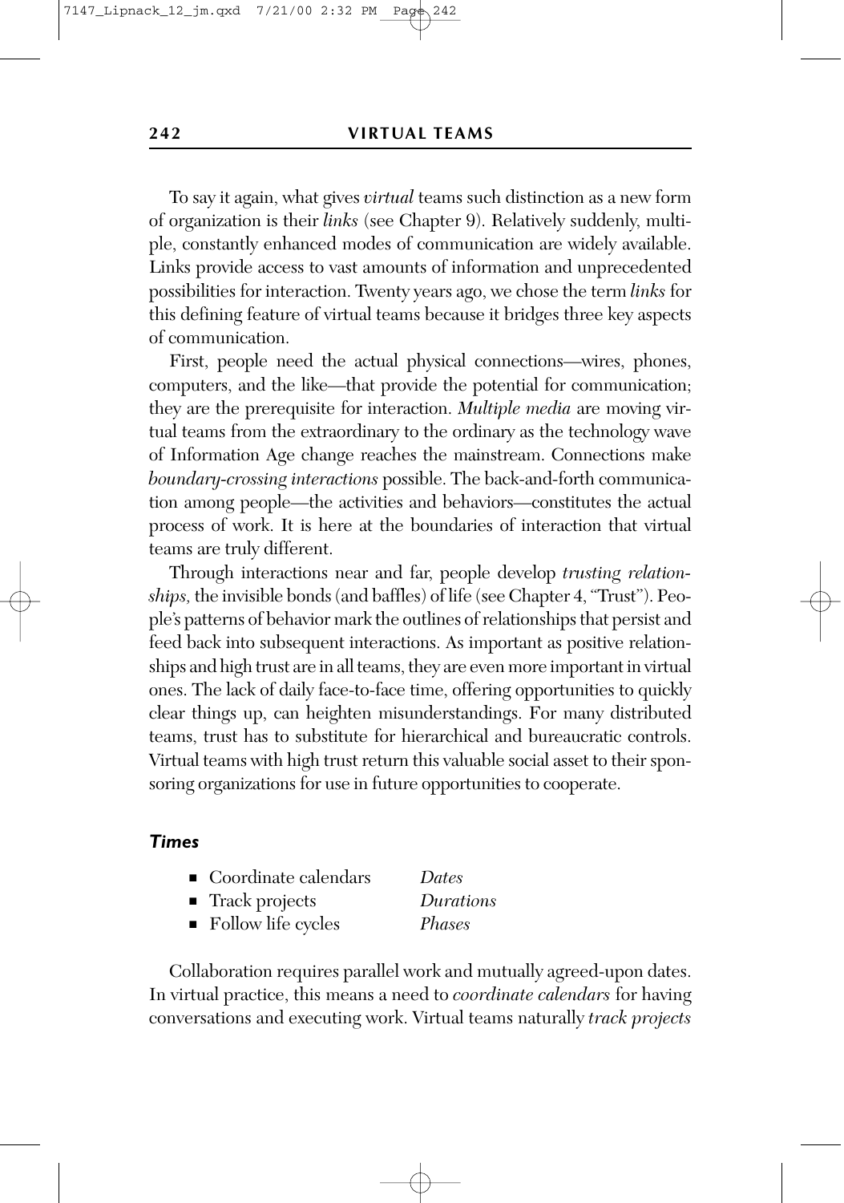To say it again, what gives *virtual* teams such distinction as a new form of organization is their *links* (see Chapter 9). Relatively suddenly, multiple, constantly enhanced modes of communication are widely available. Links provide access to vast amounts of information and unprecedented possibilities for interaction. Twenty years ago, we chose the term *links* for this defining feature of virtual teams because it bridges three key aspects of communication.

First, people need the actual physical connections—wires, phones, computers, and the like—that provide the potential for communication; they are the prerequisite for interaction. *Multiple media* are moving virtual teams from the extraordinary to the ordinary as the technology wave of Information Age change reaches the mainstream. Connections make *boundary-crossing interactions* possible. The back-and-forth communication among people—the activities and behaviors—constitutes the actual process of work. It is here at the boundaries of interaction that virtual teams are truly different.

Through interactions near and far, people develop *trusting relationships,* the invisible bonds (and baffles) of life (see Chapter 4, "Trust"). People's patterns of behavior mark the outlines of relationships that persist and feed back into subsequent interactions. As important as positive relationships and high trust are in all teams, they are even more important in virtual ones. The lack of daily face-to-face time, offering opportunities to quickly clear things up, can heighten misunderstandings. For many distributed teams, trust has to substitute for hierarchical and bureaucratic controls. Virtual teams with high trust return this valuable social asset to their sponsoring organizations for use in future opportunities to cooperate.

### *Times*

- Coordinate calendars — *Dates*
- Track projects — *Durations*
- Follow life cycles — *Phases*

Collaboration requires parallel work and mutually agreed-upon dates. In virtual practice, this means a need to *coordinate calendars* for having conversations and executing work. Virtual teams naturally *track projects*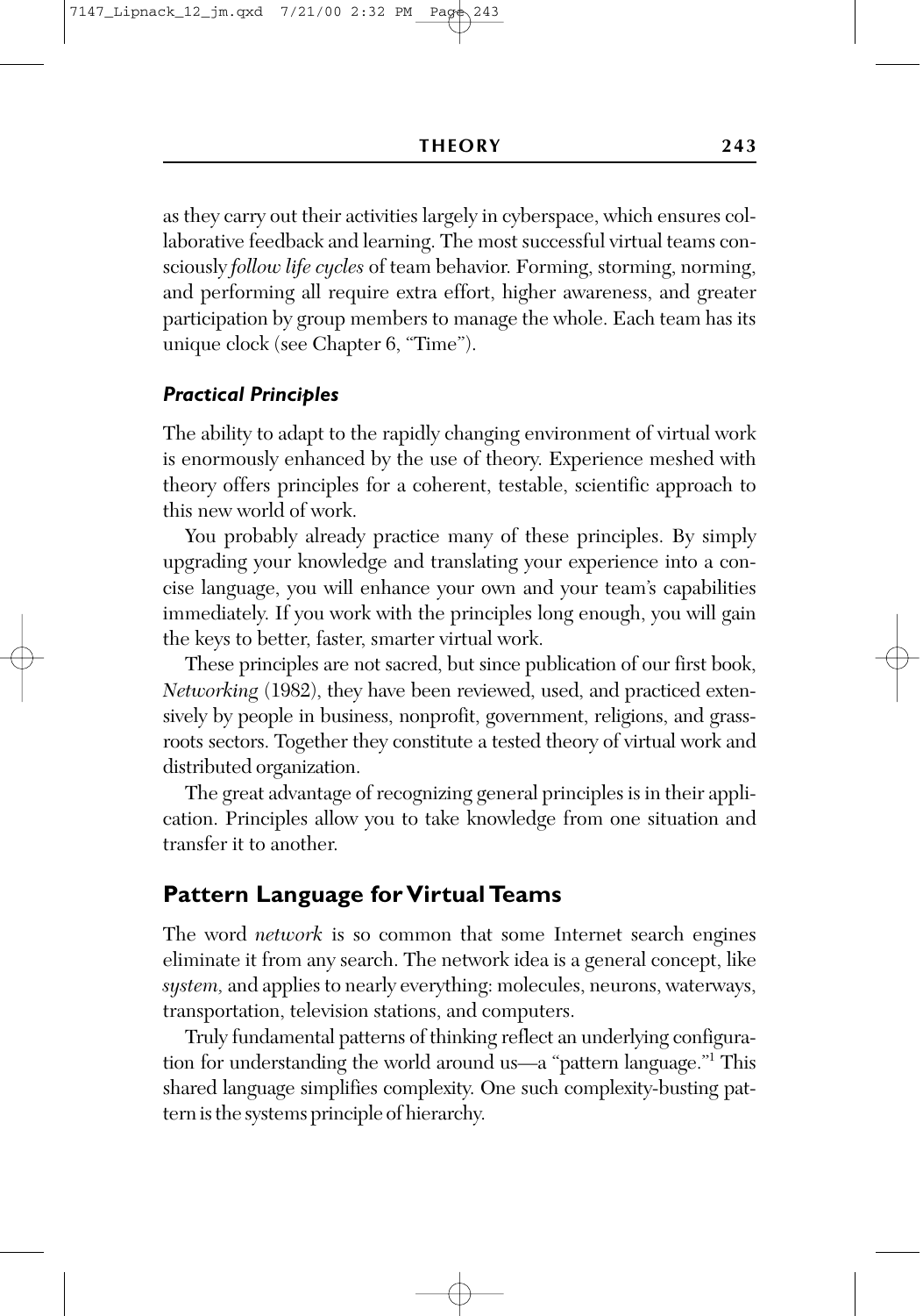as they carry out their activities largely in cyberspace, which ensures collaborative feedback and learning. The most successful virtual teams consciously *follow life cycles* of team behavior. Forming, storming, norming, and performing all require extra effort, higher awareness, and greater participation by group members to manage the whole. Each team has its unique clock (see Chapter 6, "Time").

### *Practical Principles*

The ability to adapt to the rapidly changing environment of virtual work is enormously enhanced by the use of theory. Experience meshed with theory offers principles for a coherent, testable, scientific approach to this new world of work.

You probably already practice many of these principles. By simply upgrading your knowledge and translating your experience into a concise language, you will enhance your own and your team's capabilities immediately. If you work with the principles long enough, you will gain the keys to better, faster, smarter virtual work.

These principles are not sacred, but since publication of our first book, *Networking* (1982), they have been reviewed, used, and practiced extensively by people in business, nonprofit, government, religions, and grassroots sectors. Together they constitute a tested theory of virtual work and distributed organization.

The great advantage of recognizing general principles is in their application. Principles allow you to take knowledge from one situation and transfer it to another.

## Pattern Language for Virtual Teams

The word *network* is so common that some Internet search engines eliminate it from any search. The network idea is a general concept, like *system,* and applies to nearly everything: molecules, neurons, waterways, transportation, television stations, and computers.

Truly fundamental patterns of thinking reflect an underlying configuration for understanding the world around us—a "pattern language."[1] This shared language simplifies complexity. One such complexity-busting pattern is the systems principle of hierarchy.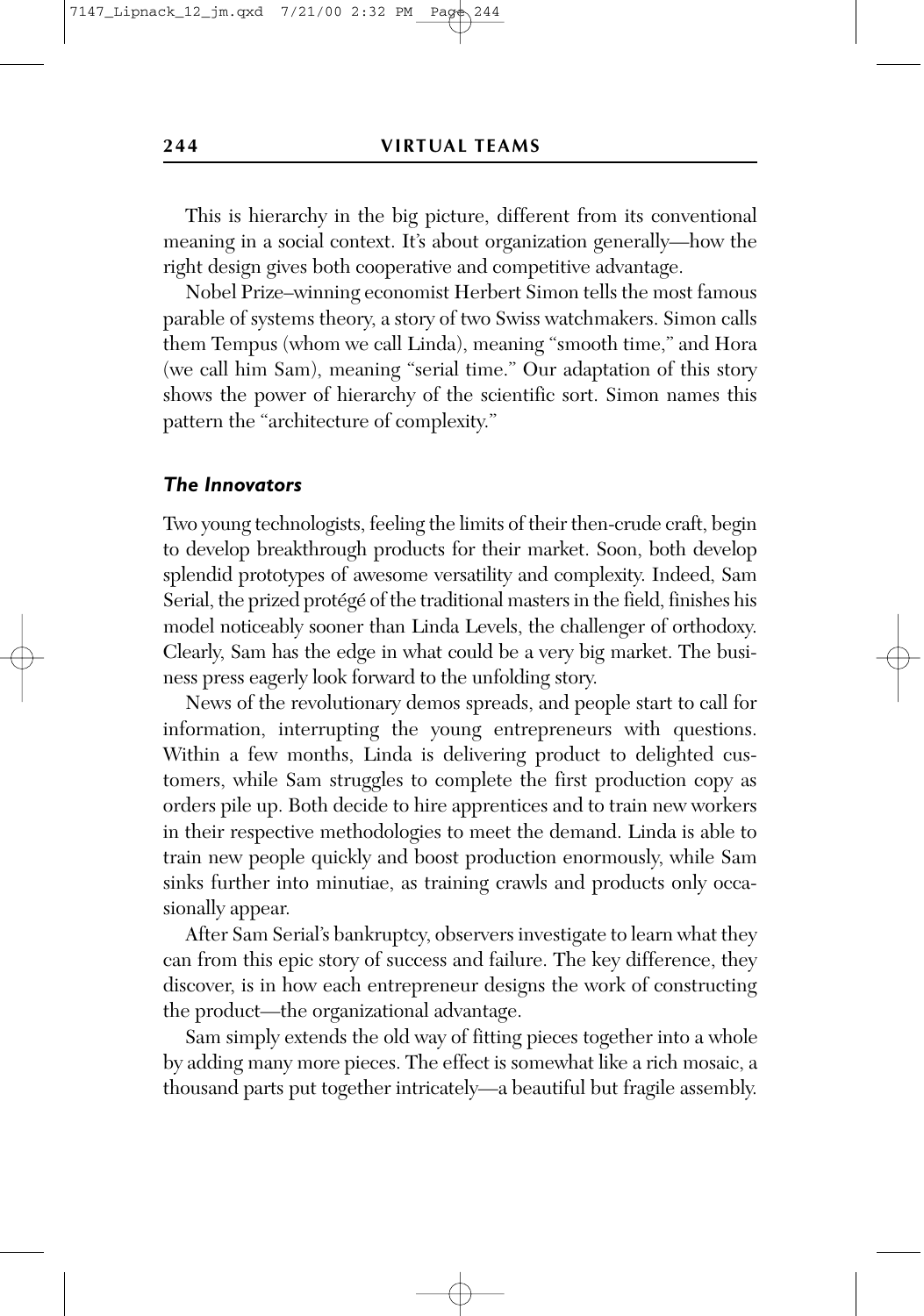This is hierarchy in the big picture, different from its conventional meaning in a social context. It's about organization generally—how the right design gives both cooperative and competitive advantage.

Nobel Prize–winning economist Herbert Simon tells the most famous parable of systems theory, a story of two Swiss watchmakers. Simon calls them Tempus (whom we call Linda), meaning "smooth time," and Hora (we call him Sam), meaning "serial time." Our adaptation of this story shows the power of hierarchy of the scientific sort. Simon names this pattern the "architecture of complexity."

### *The Innovators*

Two young technologists, feeling the limits of their then-crude craft, begin to develop breakthrough products for their market. Soon, both develop splendid prototypes of awesome versatility and complexity. Indeed, Sam Serial, the prized protégé of the traditional masters in the field, finishes his model noticeably sooner than Linda Levels, the challenger of orthodoxy. Clearly, Sam has the edge in what could be a very big market. The business press eagerly look forward to the unfolding story.

News of the revolutionary demos spreads, and people start to call for information, interrupting the young entrepreneurs with questions. Within a few months, Linda is delivering product to delighted customers, while Sam struggles to complete the first production copy as orders pile up. Both decide to hire apprentices and to train new workers in their respective methodologies to meet the demand. Linda is able to train new people quickly and boost production enormously, while Sam sinks further into minutiae, as training crawls and products only occasionally appear.

After Sam Serial's bankruptcy, observers investigate to learn what they can from this epic story of success and failure. The key difference, they discover, is in how each entrepreneur designs the work of constructing the product—the organizational advantage.

Sam simply extends the old way of fitting pieces together into a whole by adding many more pieces. The effect is somewhat like a rich mosaic, a thousand parts put together intricately—a beautiful but fragile assembly.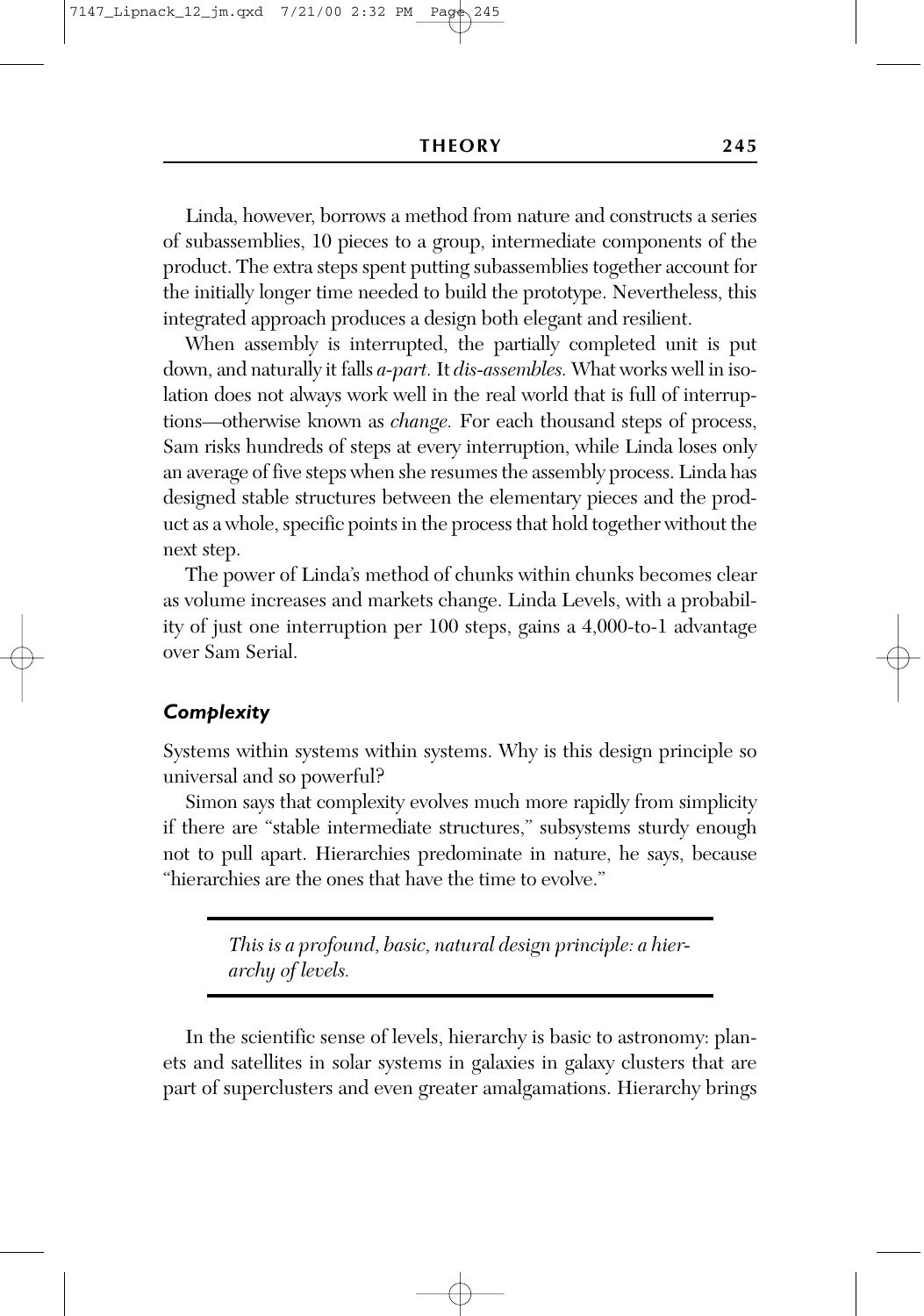Linda, however, borrows a method from nature and constructs a series of subassemblies, 10 pieces to a group, intermediate components of the product. The extra steps spent putting subassemblies together account for the initially longer time needed to build the prototype. Nevertheless, this integrated approach produces a design both elegant and resilient.

When assembly is interrupted, the partially completed unit is put down, and naturally it falls *a-part.* It *dis-assembles.* What works well in isolation does not always work well in the real world that is full of interruptions—otherwise known as *change.* For each thousand steps of process, Sam risks hundreds of steps at every interruption, while Linda loses only an average of five steps when she resumes the assembly process. Linda has designed stable structures between the elementary pieces and the product as a whole, specific points in the process that hold together without the next step.

The power of Linda's method of chunks within chunks becomes clear as volume increases and markets change. Linda Levels, with a probability of just one interruption per 100 steps, gains a 4,000-to-1 advantage over Sam Serial.

### *Complexity*

Systems within systems within systems. Why is this design principle so universal and so powerful?

Simon says that complexity evolves much more rapidly from simplicity if there are "stable intermediate structures," subsystems sturdy enough not to pull apart. Hierarchies predominate in nature, he says, because "hierarchies are the ones that have the time to evolve."

> *This is a profound, basic, natural design principle: a hierarchy of levels.*

In the scientific sense of levels, hierarchy is basic to astronomy: planets and satellites in solar systems in galaxies in galaxy clusters that are part of superclusters and even greater amalgamations. Hierarchy brings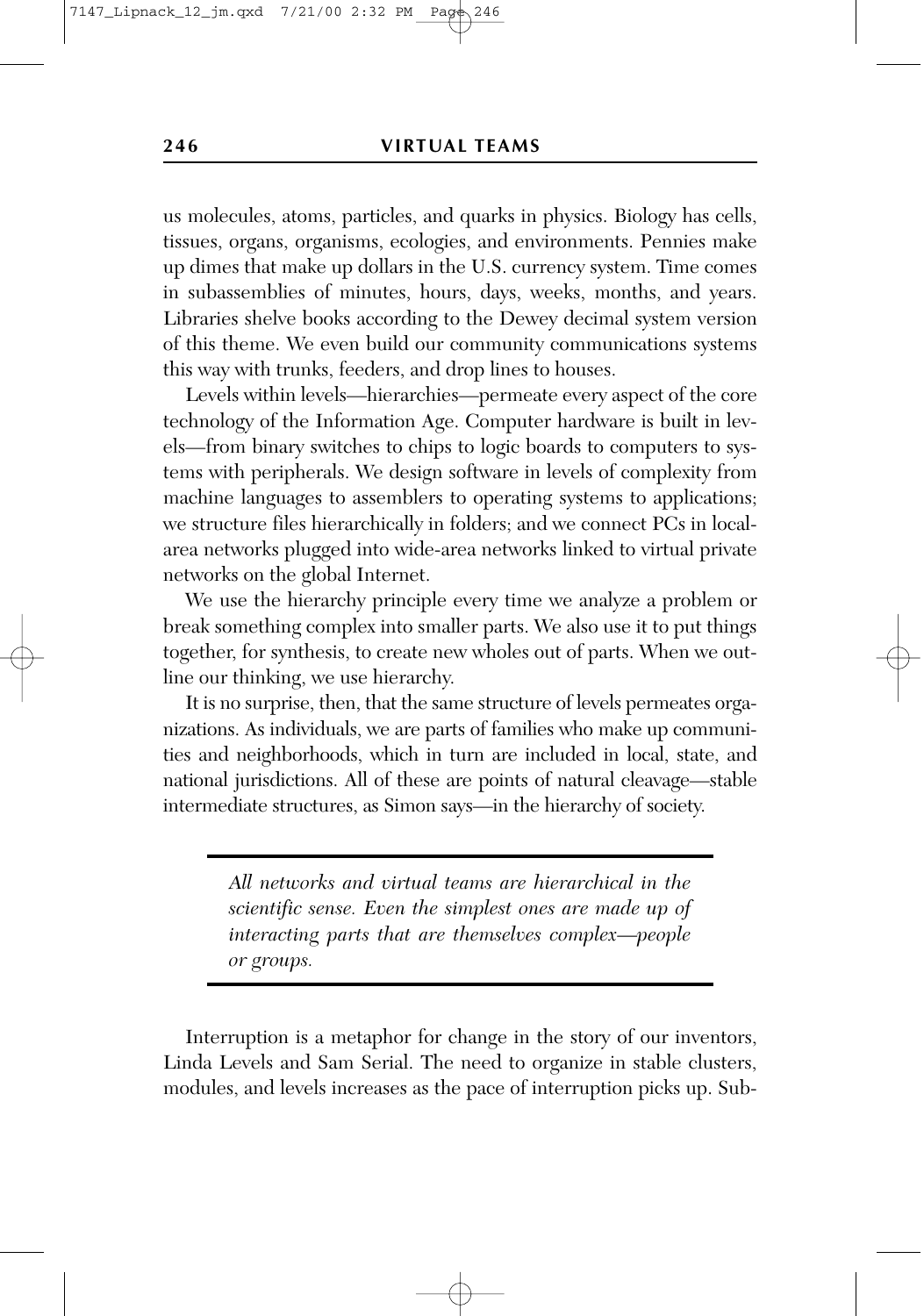us molecules, atoms, particles, and quarks in physics. Biology has cells, tissues, organs, organisms, ecologies, and environments. Pennies make up dimes that make up dollars in the U.S. currency system. Time comes in subassemblies of minutes, hours, days, weeks, months, and years. Libraries shelve books according to the Dewey decimal system version of this theme. We even build our community communications systems this way with trunks, feeders, and drop lines to houses.

Levels within levels—hierarchies—permeate every aspect of the core technology of the Information Age. Computer hardware is built in levels—from binary switches to chips to logic boards to computers to systems with peripherals. We design software in levels of complexity from machine languages to assemblers to operating systems to applications; we structure files hierarchically in folders; and we connect PCs in local-area networks plugged into wide-area networks linked to virtual private networks on the global Internet.

We use the hierarchy principle every time we analyze a problem or break something complex into smaller parts. We also use it to put things together, for synthesis, to create new wholes out of parts. When we outline our thinking, we use hierarchy.

It is no surprise, then, that the same structure of levels permeates organizations. As individuals, we are parts of families who make up communities and neighborhoods, which in turn are included in local, state, and national jurisdictions. All of these are points of natural cleavage—stable intermediate structures, as Simon says—in the hierarchy of society.

> *All networks and virtual teams are hierarchical in the scientific sense. Even the simplest ones are made up of interacting parts that are themselves complex—people or groups.*

Interruption is a metaphor for change in the story of our inventors, Linda Levels and Sam Serial. The need to organize in stable clusters, modules, and levels increases as the pace of interruption picks up. Sub-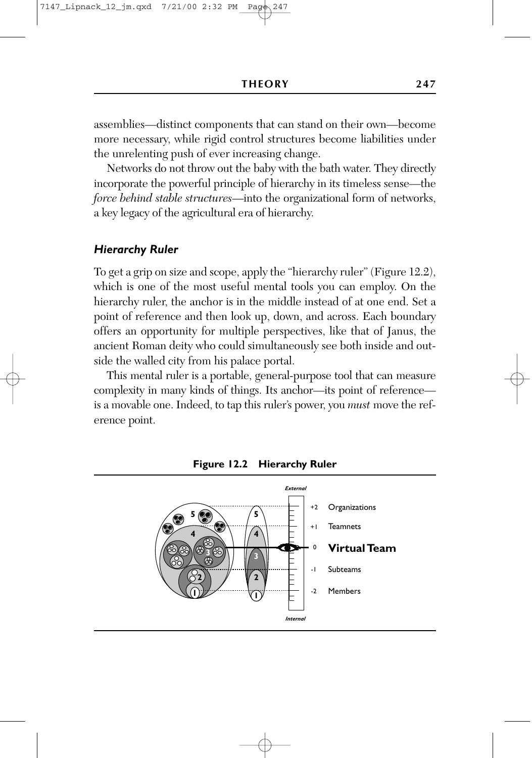assemblies—distinct components that can stand on their own—become more necessary, while rigid control structures become liabilities under the unrelenting push of ever increasing change.

Networks do not throw out the baby with the bath water. They directly incorporate the powerful principle of hierarchy in its timeless sense—the *force behind stable structures*—into the organizational form of networks, a key legacy of the agricultural era of hierarchy.

### *Hierarchy Ruler*

To get a grip on size and scope, apply the "hierarchy ruler" (Figure 12.2), which is one of the most useful mental tools you can employ. On the hierarchy ruler, the anchor is in the middle instead of at one end. Set a point of reference and then look up, down, and across. Each boundary offers an opportunity for multiple perspectives, like that of Janus, the ancient Roman deity who could simultaneously see both inside and outside the walled city from his palace portal.

This mental ruler is a portable, general-purpose tool that can measure complexity in many kinds of things. Its anchor—its point of reference—is a movable one. Indeed, to tap this ruler's power, you *must* move the reference point.

**Figure 12.2 Hierarchy Ruler**

*External*

| | |
|---|---|
| +2 | Organizations |
| +1 | Teamnets |
| 0 | **Virtual Team** |
| -1 | Subteams |
| -2 | Members |

*Internal*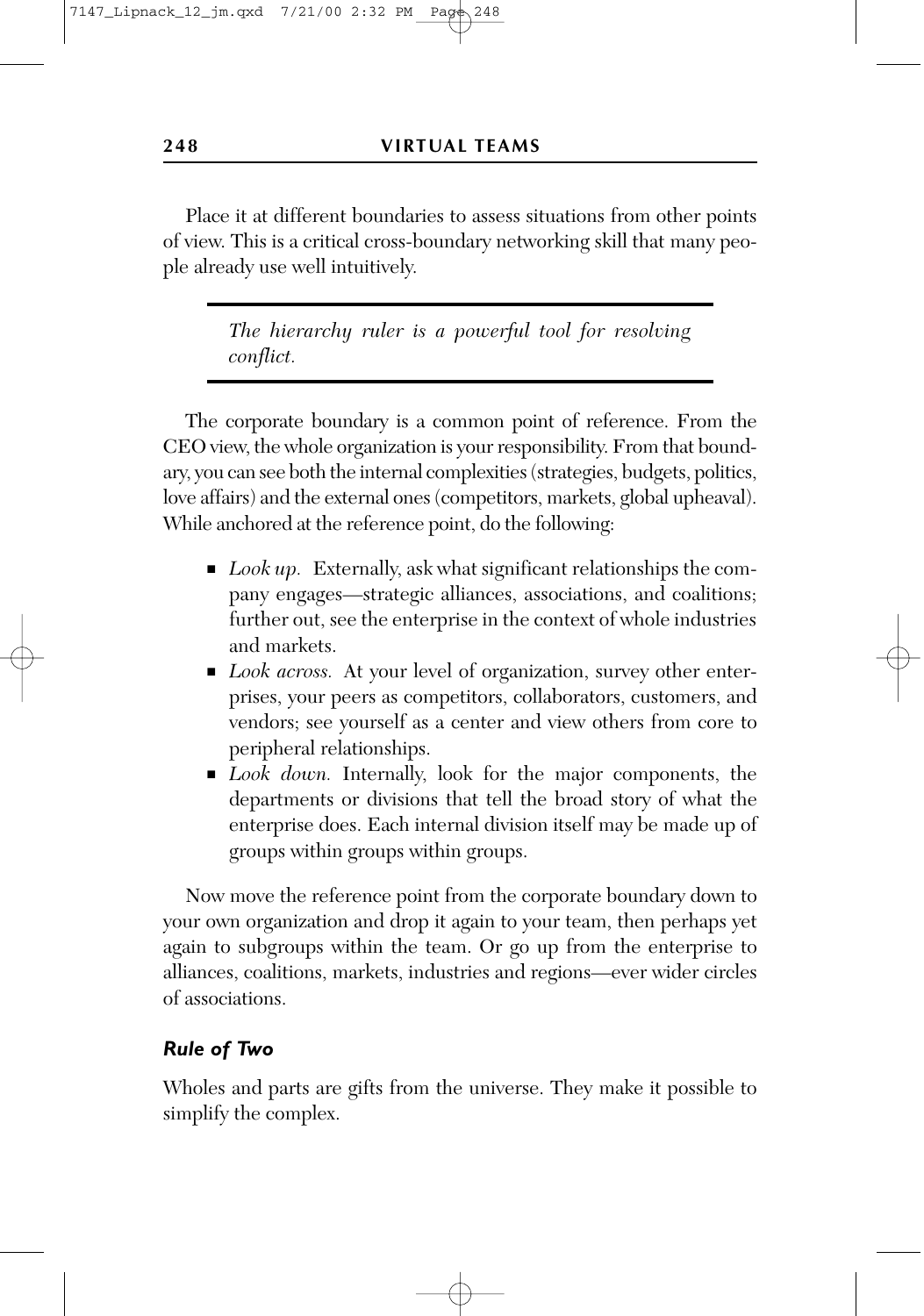Place it at different boundaries to assess situations from other points of view. This is a critical cross-boundary networking skill that many people already use well intuitively.

> *The hierarchy ruler is a powerful tool for resolving conflict.*

The corporate boundary is a common point of reference. From the CEO view, the whole organization is your responsibility. From that boundary, you can see both the internal complexities (strategies, budgets, politics, love affairs) and the external ones (competitors, markets, global upheaval). While anchored at the reference point, do the following:

- *Look up.* Externally, ask what significant relationships the company engages—strategic alliances, associations, and coalitions; further out, see the enterprise in the context of whole industries and markets.
- *Look across.* At your level of organization, survey other enterprises, your peers as competitors, collaborators, customers, and vendors; see yourself as a center and view others from core to peripheral relationships.
- *Look down.* Internally, look for the major components, the departments or divisions that tell the broad story of what the enterprise does. Each internal division itself may be made up of groups within groups within groups.

Now move the reference point from the corporate boundary down to your own organization and drop it again to your team, then perhaps yet again to subgroups within the team. Or go up from the enterprise to alliances, coalitions, markets, industries and regions—ever wider circles of associations.

### *Rule of Two*

Wholes and parts are gifts from the universe. They make it possible to simplify the complex.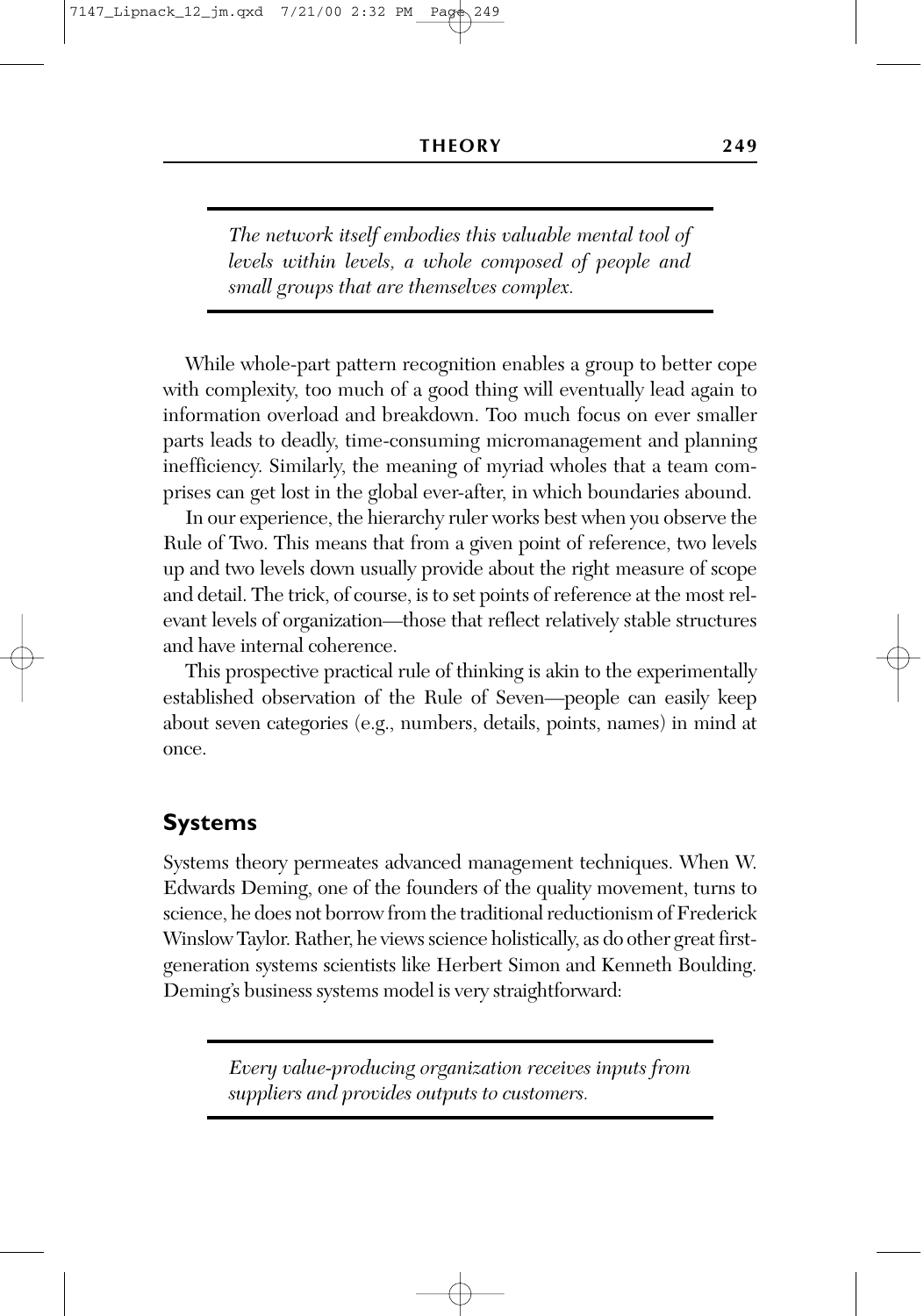*The network itself embodies this valuable mental tool of levels within levels, a whole composed of people and small groups that are themselves complex.*

While whole-part pattern recognition enables a group to better cope with complexity, too much of a good thing will eventually lead again to information overload and breakdown. Too much focus on ever smaller parts leads to deadly, time-consuming micromanagement and planning inefficiency. Similarly, the meaning of myriad wholes that a team comprises can get lost in the global ever-after, in which boundaries abound.

In our experience, the hierarchy ruler works best when you observe the Rule of Two. This means that from a given point of reference, two levels up and two levels down usually provide about the right measure of scope and detail. The trick, of course, is to set points of reference at the most relevant levels of organization—those that reflect relatively stable structures and have internal coherence.

This prospective practical rule of thinking is akin to the experimentally established observation of the Rule of Seven—people can easily keep about seven categories (e.g., numbers, details, points, names) in mind at once.

## Systems

Systems theory permeates advanced management techniques. When W. Edwards Deming, one of the founders of the quality movement, turns to science, he does not borrow from the traditional reductionism of Frederick Winslow Taylor. Rather, he views science holistically, as do other great first-generation systems scientists like Herbert Simon and Kenneth Boulding. Deming's business systems model is very straightforward:

*Every value-producing organization receives inputs from suppliers and provides outputs to customers.*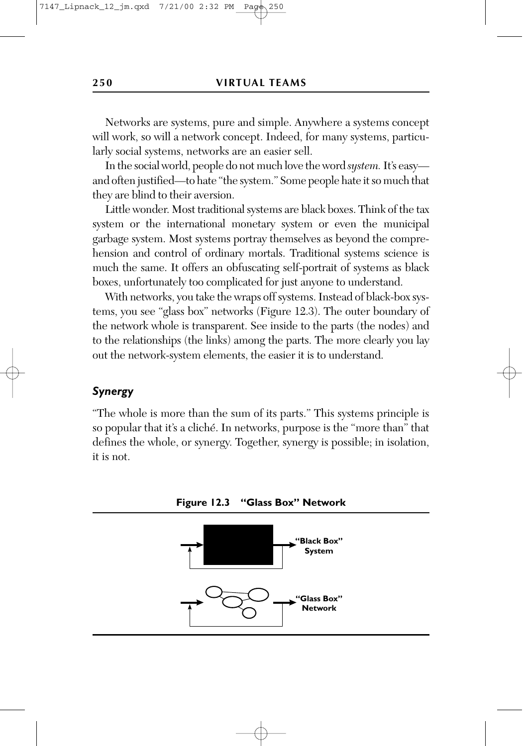Networks are systems, pure and simple. Anywhere a systems concept will work, so will a network concept. Indeed, for many systems, particularly social systems, networks are an easier sell.

In the social world, people do not much love the word *system.* It's easy—and often justified—to hate "the system." Some people hate it so much that they are blind to their aversion.

Little wonder. Most traditional systems are black boxes. Think of the tax system or the international monetary system or even the municipal garbage system. Most systems portray themselves as beyond the comprehension and control of ordinary mortals. Traditional systems science is much the same. It offers an obfuscating self-portrait of systems as black boxes, unfortunately too complicated for just anyone to understand.

With networks, you take the wraps off systems. Instead of black-box systems, you see "glass box" networks (Figure 12.3). The outer boundary of the network whole is transparent. See inside to the parts (the nodes) and to the relationships (the links) among the parts. The more clearly you lay out the network-system elements, the easier it is to understand.

### *Synergy*

"The whole is more than the sum of its parts." This systems principle is so popular that it's a cliché. In networks, purpose is the "more than" that defines the whole, or synergy. Together, synergy is possible; in isolation, it is not.

**Figure 12.3 "Glass Box" Network**

**"Black Box" System**

**"Glass Box" Network**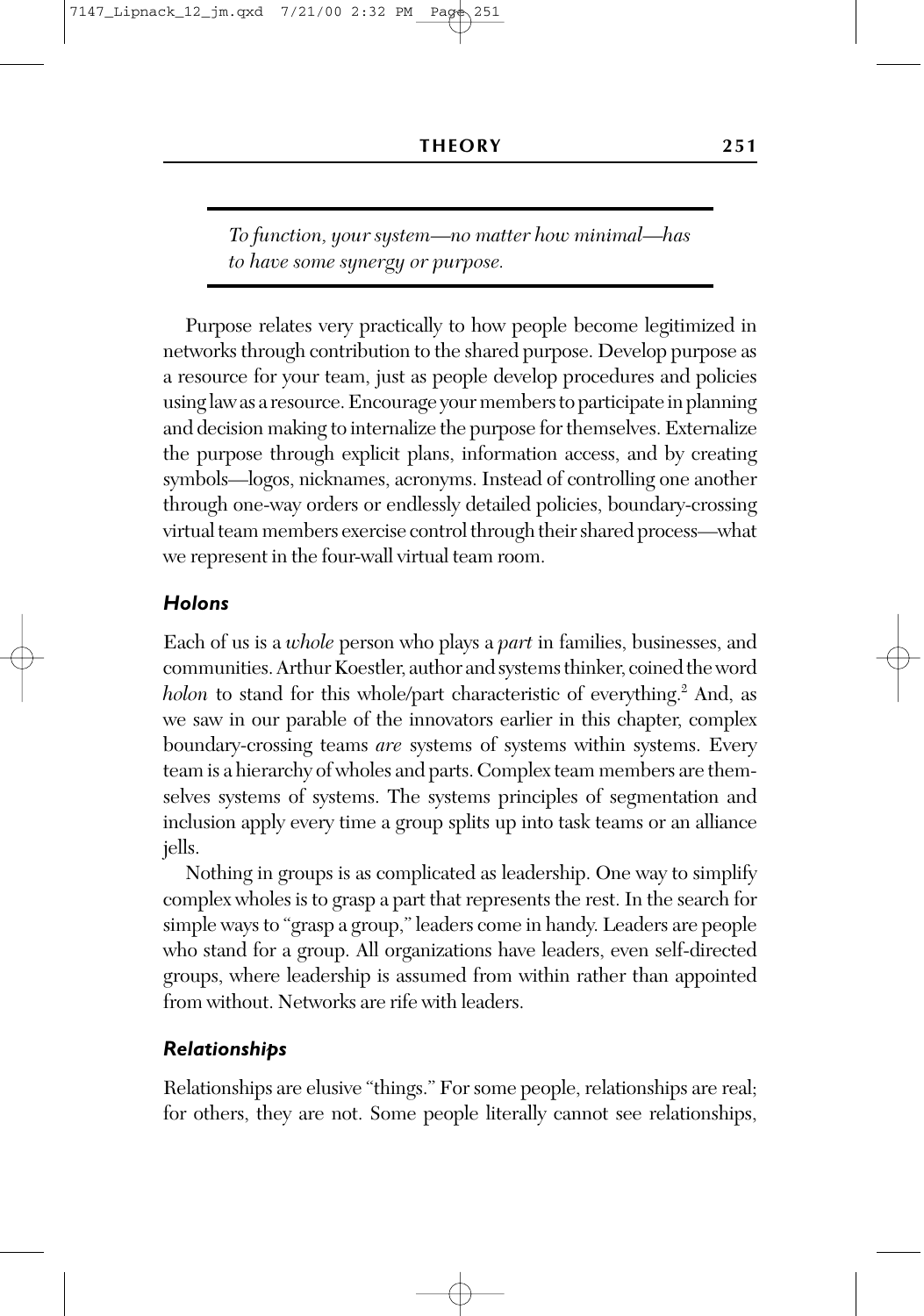*To function, your system—no matter how minimal—has to have some synergy or purpose.*

Purpose relates very practically to how people become legitimized in networks through contribution to the shared purpose. Develop purpose as a resource for your team, just as people develop procedures and policies using law as a resource. Encourage your members to participate in planning and decision making to internalize the purpose for themselves. Externalize the purpose through explicit plans, information access, and by creating symbols—logos, nicknames, acronyms. Instead of controlling one another through one-way orders or endlessly detailed policies, boundary-crossing virtual team members exercise control through their shared process—what we represent in the four-wall virtual team room.

### *Holons*

Each of us is a *whole* person who plays a *part* in families, businesses, and communities. Arthur Koestler, author and systems thinker, coined the word *holon* to stand for this whole/part characteristic of everything.[2] And, as we saw in our parable of the innovators earlier in this chapter, complex boundary-crossing teams *are* systems of systems within systems. Every team is a hierarchy of wholes and parts. Complex team members are themselves systems of systems. The systems principles of segmentation and inclusion apply every time a group splits up into task teams or an alliance jells.

Nothing in groups is as complicated as leadership. One way to simplify complex wholes is to grasp a part that represents the rest. In the search for simple ways to "grasp a group," leaders come in handy. Leaders are people who stand for a group. All organizations have leaders, even self-directed groups, where leadership is assumed from within rather than appointed from without. Networks are rife with leaders.

### *Relationships*

Relationships are elusive "things." For some people, relationships are real; for others, they are not. Some people literally cannot see relationships,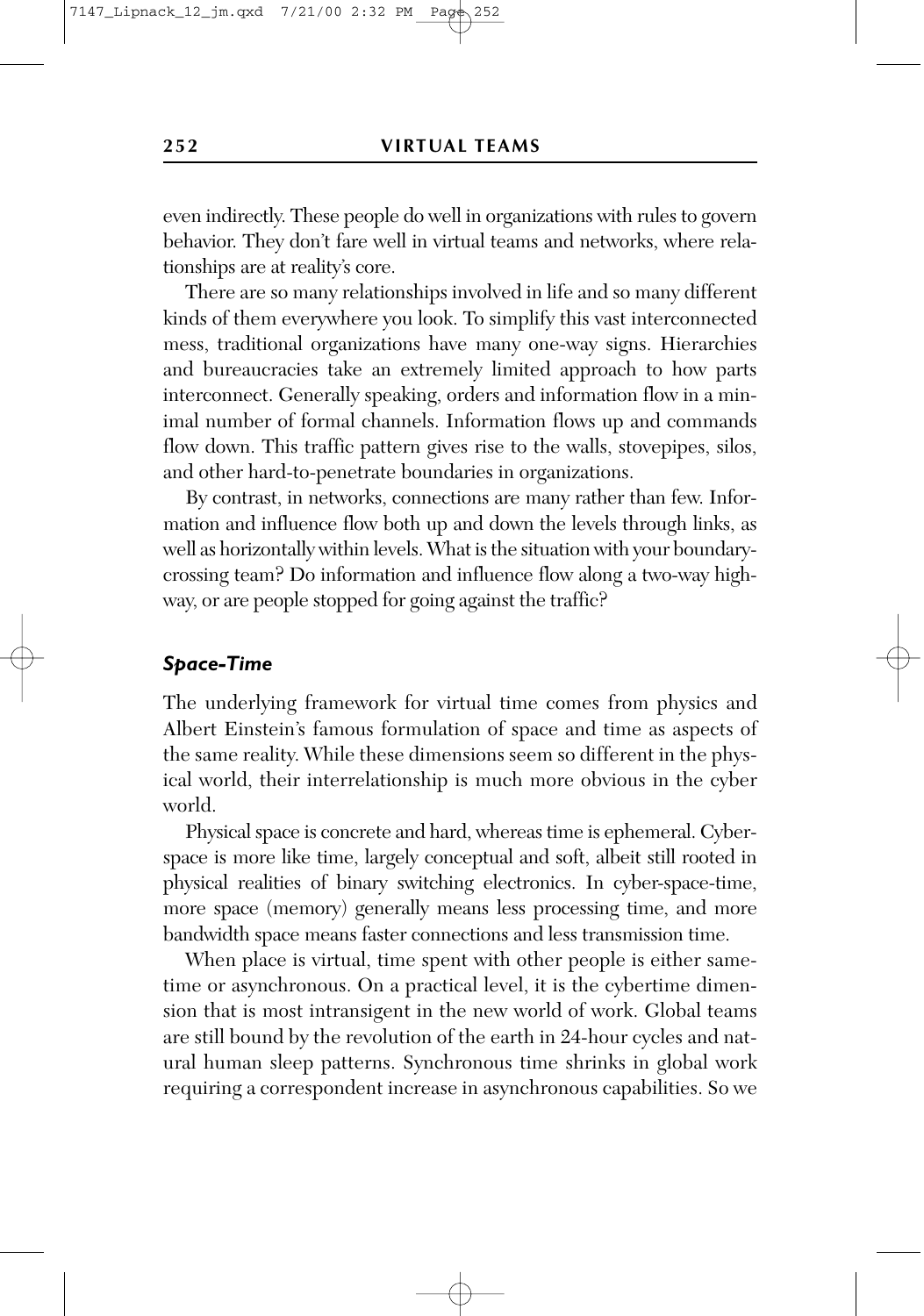even indirectly. These people do well in organizations with rules to govern behavior. They don't fare well in virtual teams and networks, where relationships are at reality's core.

There are so many relationships involved in life and so many different kinds of them everywhere you look. To simplify this vast interconnected mess, traditional organizations have many one-way signs. Hierarchies and bureaucracies take an extremely limited approach to how parts interconnect. Generally speaking, orders and information flow in a minimal number of formal channels. Information flows up and commands flow down. This traffic pattern gives rise to the walls, stovepipes, silos, and other hard-to-penetrate boundaries in organizations.

By contrast, in networks, connections are many rather than few. Information and influence flow both up and down the levels through links, as well as horizontally within levels. What is the situation with your boundary-crossing team? Do information and influence flow along a two-way highway, or are people stopped for going against the traffic?

### *Space-Time*

The underlying framework for virtual time comes from physics and Albert Einstein's famous formulation of space and time as aspects of the same reality. While these dimensions seem so different in the physical world, their interrelationship is much more obvious in the cyber world.

Physical space is concrete and hard, whereas time is ephemeral. Cyberspace is more like time, largely conceptual and soft, albeit still rooted in physical realities of binary switching electronics. In cyber-space-time, more space (memory) generally means less processing time, and more bandwidth space means faster connections and less transmission time.

When place is virtual, time spent with other people is either same-time or asynchronous. On a practical level, it is the cybertime dimension that is most intransigent in the new world of work. Global teams are still bound by the revolution of the earth in 24-hour cycles and natural human sleep patterns. Synchronous time shrinks in global work requiring a correspondent increase in asynchronous capabilities. So we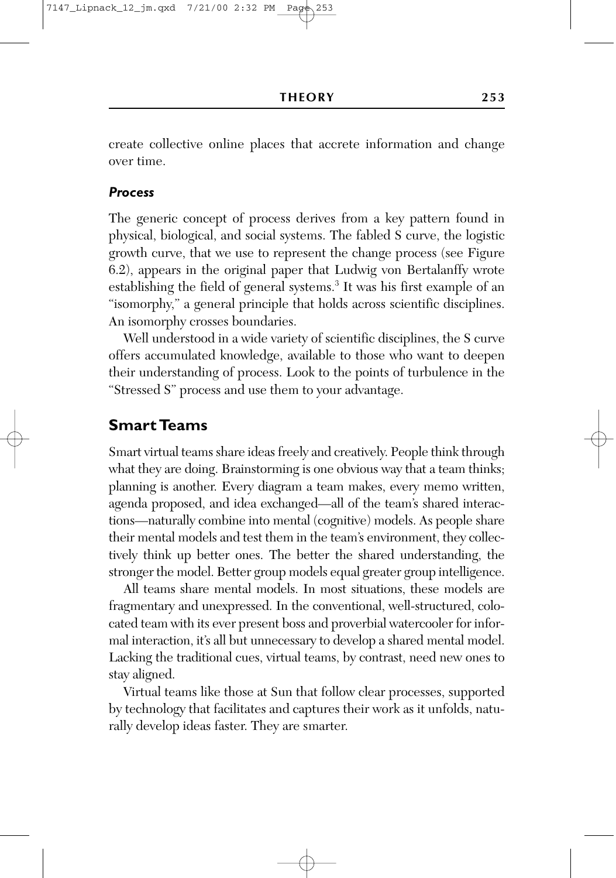create collective online places that accrete information and change over time.

### *Process*

The generic concept of process derives from a key pattern found in physical, biological, and social systems. The fabled S curve, the logistic growth curve, that we use to represent the change process (see Figure 6.2), appears in the original paper that Ludwig von Bertalanffy wrote establishing the field of general systems.[3] It was his first example of an "isomorphy," a general principle that holds across scientific disciplines. An isomorphy crosses boundaries.

Well understood in a wide variety of scientific disciplines, the S curve offers accumulated knowledge, available to those who want to deepen their understanding of process. Look to the points of turbulence in the "Stressed S" process and use them to your advantage.

## Smart Teams

Smart virtual teams share ideas freely and creatively. People think through what they are doing. Brainstorming is one obvious way that a team thinks; planning is another. Every diagram a team makes, every memo written, agenda proposed, and idea exchanged—all of the team's shared interactions—naturally combine into mental (cognitive) models. As people share their mental models and test them in the team's environment, they collectively think up better ones. The better the shared understanding, the stronger the model. Better group models equal greater group intelligence.

All teams share mental models. In most situations, these models are fragmentary and unexpressed. In the conventional, well-structured, colocated team with its ever present boss and proverbial watercooler for informal interaction, it's all but unnecessary to develop a shared mental model. Lacking the traditional cues, virtual teams, by contrast, need new ones to stay aligned.

Virtual teams like those at Sun that follow clear processes, supported by technology that facilitates and captures their work as it unfolds, naturally develop ideas faster. They are smarter.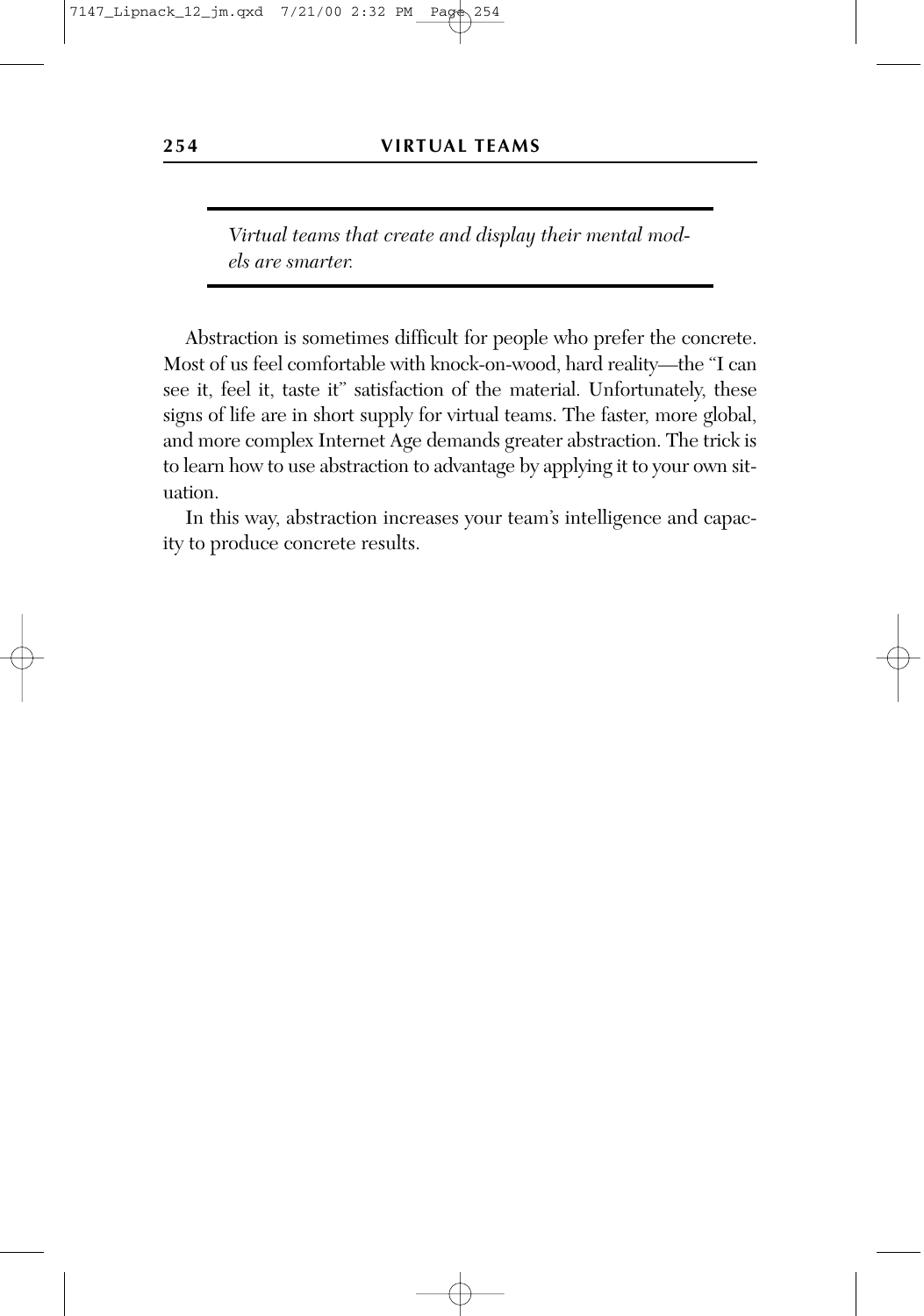*Virtual teams that create and display their mental models are smarter.*

Abstraction is sometimes difficult for people who prefer the concrete. Most of us feel comfortable with knock-on-wood, hard reality—the "I can see it, feel it, taste it" satisfaction of the material. Unfortunately, these signs of life are in short supply for virtual teams. The faster, more global, and more complex Internet Age demands greater abstraction. The trick is to learn how to use abstraction to advantage by applying it to your own situation.

In this way, abstraction increases your team's intelligence and capacity to produce concrete results.